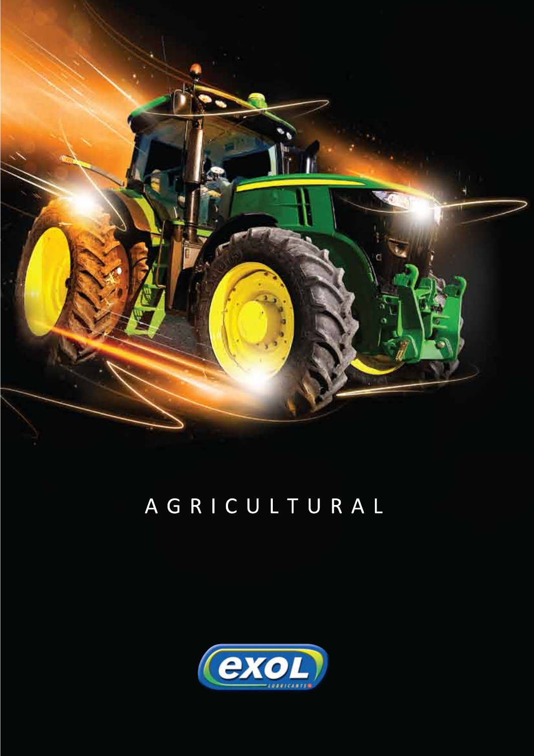# AGRICULTURAL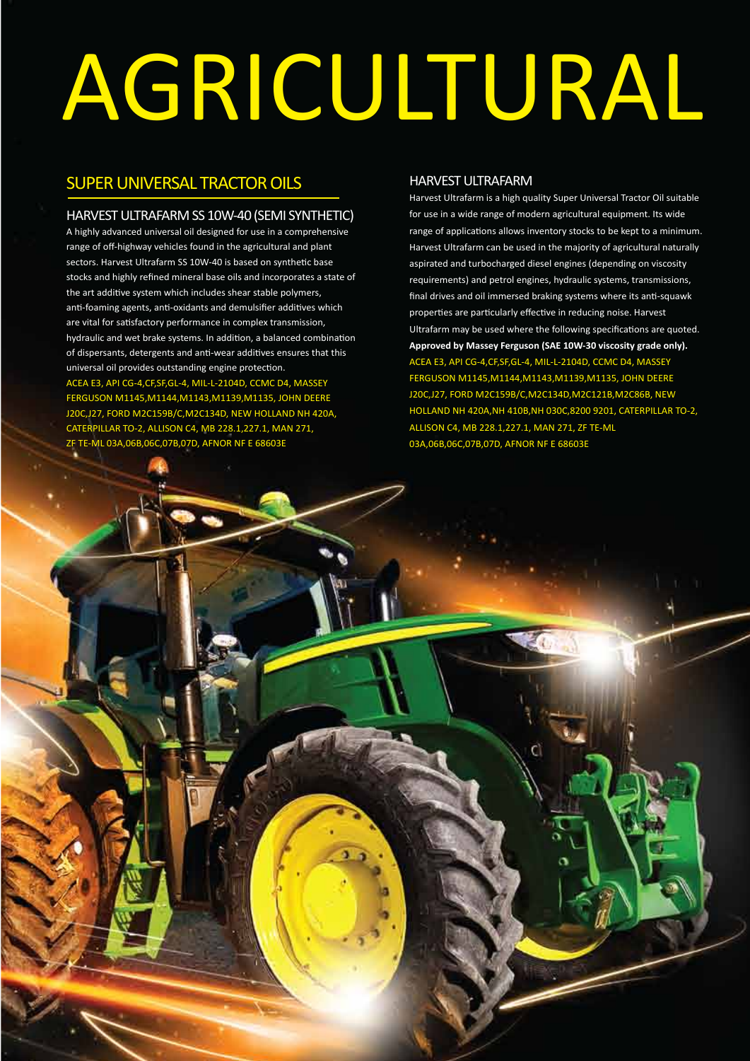# AGRICULTURAL

## SUPER UNIVERSAL TRACTOR OILS

### HARVEST ULTRAFARM SS 10W-40 (SEMI SYNTHETIC)

A highly advanced universal oil designed for use in a comprehensive range of off-highway vehicles found in the agricultural and plant sectors. Harvest Ultrafarm SS 10W-40 is based on synthetic base stocks and highly refined mineral base oils and incorporates a state of the art additive system which includes shear stable polymers, anti-foaming agents, anti-oxidants and demulsifier additives which are vital for satisfactory performance in complex transmission, hydraulic and wet brake systems. In addition, a balanced combination of dispersants, detergents and anti-wear additives ensures that this universal oil provides outstanding engine protection.

ACEA E3, API CG-4,CF,SF,GL-4, MIL-L-2104D, CCMC D4, MASSEY FERGUSON M1145,M1144,M1143,M1139,M1135, JOHN DEERE J20C,J27, FORD M2C159B/C,M2C134D, NEW HOLLAND NH 420A, CATERPILLAR TO-2, ALLISON C4, MB 228.1,227.1, MAN 271, ZF TE-ML 03A,06B,06C,07B,07D, AFNOR NF E 68603E

### HARVEST ULTRAFARM

Harvest Ultrafarm is a high quality Super Universal Tractor Oil suitable for use in a wide range of modern agricultural equipment. Its wide range of applications allows inventory stocks to be kept to a minimum. Harvest Ultrafarm can be used in the majority of agricultural naturally aspirated and turbocharged diesel engines (depending on viscosity requirements) and petrol engines, hydraulic systems, transmissions, final drives and oil immersed braking systems where its anti-squawk properties are particularly effective in reducing noise. Harvest Ultrafarm may be used where the following specifications are quoted.

**Approved by Massey Ferguson (SAE 10W-30 viscosity grade only).**

ACEA E3, API CG-4,CF,SF,GL-4, MIL-L-2104D, CCMC D4, MASSEY FERGUSON M1145,M1144,M1143,M1139,M1135, JOHN DEERE J20C,J27, FORD M2C159B/C,M2C134D,M2C121B,M2C86B, NEW HOLLAND NH 420A,NH 410B,NH 030C,8200 9201, CATERPILLAR TO-2, ALLISON C4, MB 228.1,227.1, MAN 271, ZF TE-ML 03A,06B,06C,07B,07D, AFNOR NF E 68603E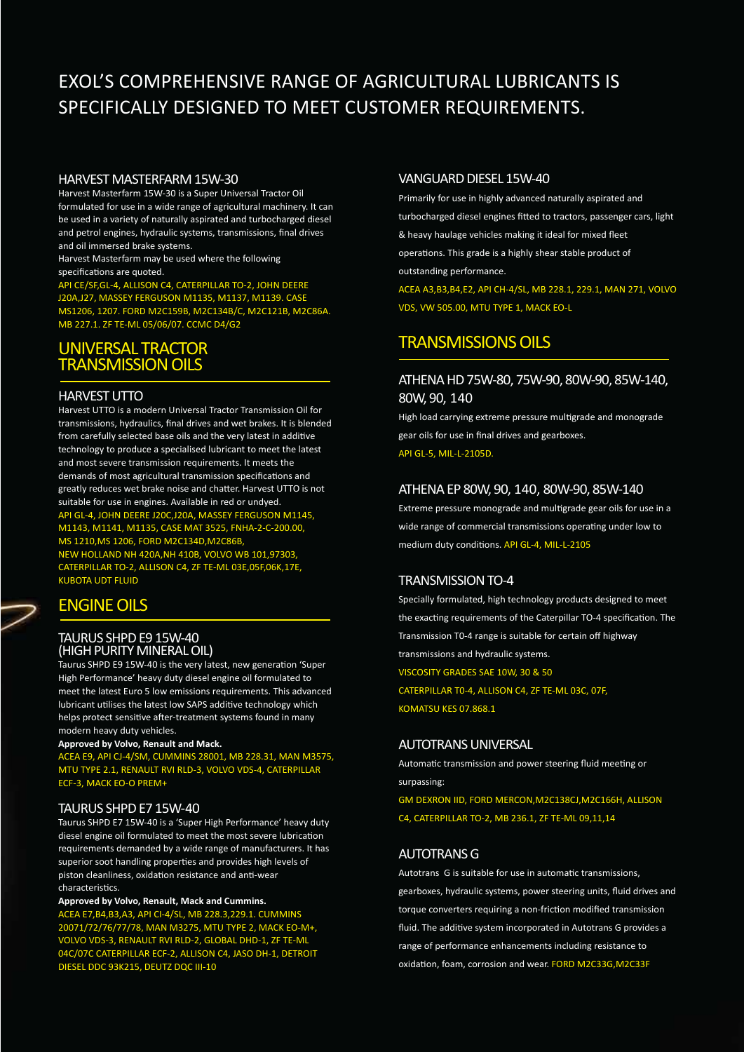# EXOL'S COMPREHENSIVE RANGE OF AGRICULTURAL LUBRICANTS IS SPECIFICALLY DESIGNED TO MEET CUSTOMER REQUIREMENTS.

### HARVEST MASTERFARM 15W-30

Harvest Masterfarm 15W-30 is a Super Universal Tractor Oil formulated for use in a wide range of agricultural machinery. It can be used in a variety of naturally aspirated and turbocharged diesel and petrol engines, hydraulic systems, transmissions, final drives and oil immersed brake systems.

Harvest Masterfarm may be used where the following specifications are quoted.

API CE/SF,GL-4, ALLISON C4, CATERPILLAR TO-2, JOHN DEERE J20A,J27, MASSEY FERGUSON M1135, M1137, M1139. CASE MS1206, 1207. FORD M2C159B, M2C134B/C, M2C121B, M2C86A. MB 227.1. ZF TE-ML 05/06/07. CCMC D4/G2

## UNIVERSAL TRACTOR TRANSMISSION OILS

### HARVEST UTTO

Harvest UTTO is a modern Universal Tractor Transmission Oil for transmissions, hydraulics, final drives and wet brakes. It is blended from carefully selected base oils and the very latest in additive technology to produce a specialised lubricant to meet the latest and most severe transmission requirements. It meets the demands of most agricultural transmission specifications and greatly reduces wet brake noise and chatter. Harvest UTTO is not suitable for use in engines. Available in red or undyed.

API GL-4, JOHN DEERE J20C,J20A, MASSEY FERGUSON M1145, M1143, M1141, M1135, CASE MAT 3525, FNHA-2-C-200.00, MS 1210,MS 1206, FORD M2C134D,M2C86B, NEW HOLLAND NH 420A,NH 410B, VOLVO WB 101,97303, CATERPILLAR TO-2, ALLISON C4, ZF TE-ML 03E,05F,06K,17E, KUBOTA UDT FLUID

## ENGINE OILS

### TAURUS SHPD E9 15W-40 (HIGH PURITY MINERAL OIL)

Taurus SHPD E9 15W-40 is the very latest, new generation 'Super High Performance' heavy duty diesel engine oil formulated to meet the latest Euro 5 low emissions requirements. This advanced lubricant utilises the latest low SAPS additive technology which helps protect sensitive after-treatment systems found in many modern heavy duty vehicles.

**Approved by Volvo, Renault and Mack.**

ACEA E9, API CJ-4/SM, CUMMINS 28001, MB 228.31, MAN M3575, MTU TYPE 2.1, RENAULT RVI RLD-3, VOLVO VDS-4, CATERPILLAR ECF-3, MACK EO-O PREM+

### TAURUS SHPD E7 15W-40

Taurus SHPD E7 15W-40 is a 'Super High Performance' heavy duty diesel engine oil formulated to meet the most severe lubrication requirements demanded by a wide range of manufacturers. It has superior soot handling properties and provides high levels of piston cleanliness, oxidation resistance and anti-wear characteristics.

**Approved by Volvo, Renault, Mack and Cummins.**

ACEA E7,B4,B3,A3, API CI-4/SL, MB 228.3,229.1. CUMMINS 20071/72/76/77/78, MAN M3275, MTU TYPE 2, MACK EO-M+, VOLVO VDS-3, RENAULT RVI RLD-2, GLOBAL DHD-1, ZF TE-ML 04C/07C CATERPILLAR ECF-2, ALLISON C4, JASO DH-1, DETROIT DIESEL DDC 93K215, DEUTZ DQC III-10

### VANGUARD DIESEL 15W-40

Primarily for use in highly advanced naturally aspirated and turbocharged diesel engines fitted to tractors, passenger cars, light & heavy haulage vehicles making it ideal for mixed fleet operations. This grade is a highly shear stable product of outstanding performance.

ACEA A3,B3,B4,E2, API CH-4/SL, MB 228.1, 229.1, MAN 271, VOLVO VDS, VW 505.00, MTU TYPE 1, MACK EO-L

## TRANSMISSIONS OILS

### ATHENA HD 75W-80, 75W-90, 80W-90, 85W-140, 80W, 90, 140

High load carrying extreme pressure multigrade and monograde gear oils for use in final drives and gearboxes.

API GL-5, MIL-L-2105D.

### ATHENA EP 80W, 90, 140, 80W-90, 85W-140

Extreme pressure monograde and multigrade gear oils for use in a wide range of commercial transmissions operating under low to medium duty conditions. API GL-4, MIL-L-2105

### TRANSMISSION TO-4

Specially formulated, high technology products designed to meet the exacting requirements of the Caterpillar TO-4 specification. The Transmission T0-4 range is suitable for certain off highway transmissions and hydraulic systems.

VISCOSITY GRADES SAE 10W, 30 & 50

CATERPILLAR T0-4, ALLISON C4, ZF TE-ML 03C, 07F, KOMATSU KES 07.868.1

### AUTOTRANS UNIVERSAL

Automatic transmission and power steering fluid meeting or surpassing:

GM DEXRON IID, FORD MERCON,M2C138CJ,M2C166H, ALLISON C4, CATERPILLAR TO-2, MB 236.1, ZF TE-ML 09,11,14

### AUTOTRANS G

Autotrans G is suitable for use in automatic transmissions, gearboxes, hydraulic systems, power steering units, fluid drives and torque converters requiring a non-friction modified transmission fluid. The additive system incorporated in Autotrans G provides a range of performance enhancements including resistance to oxidation, foam, corrosion and wear. FORD M2C33G,M2C33F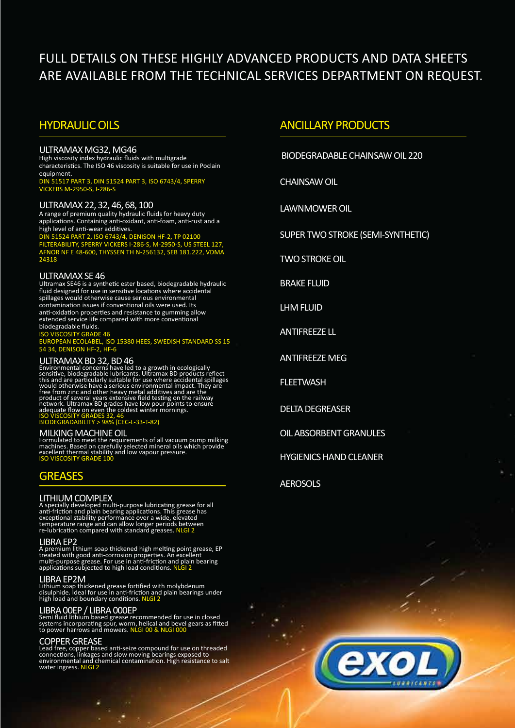FULL DETAILS ON THESE HIGHLY ADVANCED PRODUCTS AND DATA SHEETS ARE AVAILABLE FROM THE TECHNICAL SERVICES DEPARTMENT ON REQUEST.

## HYDRAULIC OILS

### ULTRAMAX MG32, MG46

High viscosity index hydraulic fluids with multigrade characteristics. The ISO 46 viscosity is suitable for use in Poclain equipment.

DIN 51517 PART 3, DIN 51524 PART 3, ISO 6743/4, SPERRY VICKERS M-2950-S, I-286-S

### ULTRAMAX 22, 32, 46, 68, 100

A range of premium quality hydraulic fluids for heavy duty applications. Containing anti-oxidant, anti-foam, anti-rust and a high level of anti-wear additives.

DIN 51524 PART 2, ISO 6743/4, DENISON HF-2, TP 02100 FILTERABILITY, SPERRY VICKERS I-286-S, M-2950-S, US STEEL 127, AFNOR NF E 48-600, THYSSEN TH N-256132, SEB 181.222, VDMA 24318

### ULTRAMAX SE 46

Ultramax SE46 is a synthetic ester based, biodegradable hydraulic fluid designed for use in sensitive locations where accidental spillages would otherwise cause serious environmental contamination issues if conventional oils were used. Its anti-oxidation properties and resistance to gumming allow extended service life compared with more conventional biodegradable fluids.

ISO VISCOSITY GRADE 46

EUROPEAN ECOLABEL, ISO 15380 HEES, SWEDISH STANDARD SS 15 54 34, DENISON HF-2, HF-6

### ULTRAMAX BD 32, BD 46

Environmental concerns have led to a growth in ecologically sensitive, biodegradable lubricants. Ultramax BD products reflect this and are particularly suitable for use where accidental spillages would otherwise have a serious environmental impact. They are free from zinc and other heavy metal additives and are the product of several years extensive field testing on the railway network. Ultramax BD grades have low pour points to ensure adequate flow on even the coldest winter mornings.

ISO VISCOSITY GRADES 32, 46

BIODEGRADABILITY > 98% (CEC-L-33-T-82)

### MILKING MACHINE OIL

Formulated to meet the requirements of all vacuum pump milking machines. Based on carefully selected mineral oils which provide excellent thermal stability and low vapour pressure.

ISO VISCOSITY GRADE 100

## GREASES

### LITHIUM COMPLEX

A specially developed multi-purpose lubricating grease for all anti-friction and plain bearing applications. This grease has exceptional stability performance over a wide, elevated temperature range and can allow longer periods between re-lubrication compared with standard greases. NLGI 2

### LIBRA EP2

A premium lithium soap thickened high melting point grease, EP treated with good anti-corrosion properties. An excellent multi-purpose grease. For use in anti-friction and plain bearing applications subjected to high load conditions. NLGI 2

### LIBRA EP2M

Lithium soap thickened grease fortified with molybdenum disulphide. Ideal for use in anti-friction and plain bearings under high load and boundary conditions. NLGI 2

### LIBRA 00EP / LIBRA 000EP

Semi fluid lithium based grease recommended for use in closed systems incorporating spur, worm, helical and bevel gears as fitted to power harrows and mowers. NLGI 00 & NLGI 000

### COPPER GREASE

Lead free, copper based anti-seize compound for use on threaded connections, linkages and slow moving bearings exposed to environmental and chemical contamination. High resistance to salt water ingress. NLGI 2

## ANCILLARY PRODUCTS

- BIODEGRADABLE CHAINSAW OIL 220
- CHAINSAW OIL
- LAWNMOWER OIL
- SUPER TWO STROKE (SEMI-SYNTHETIC)
- TWO STROKE OIL
- BRAKE FLUID
- LHM FLUID
- ANTIFREEZE LL
- ANTIFREEZE MEG
- FLEETWASH
- DELTA DEGREASER
- OIL ABSORBENT GRANULES
- HYGIENICS HAND CLEANER
- AEROSOLS

exol LUBRICANTS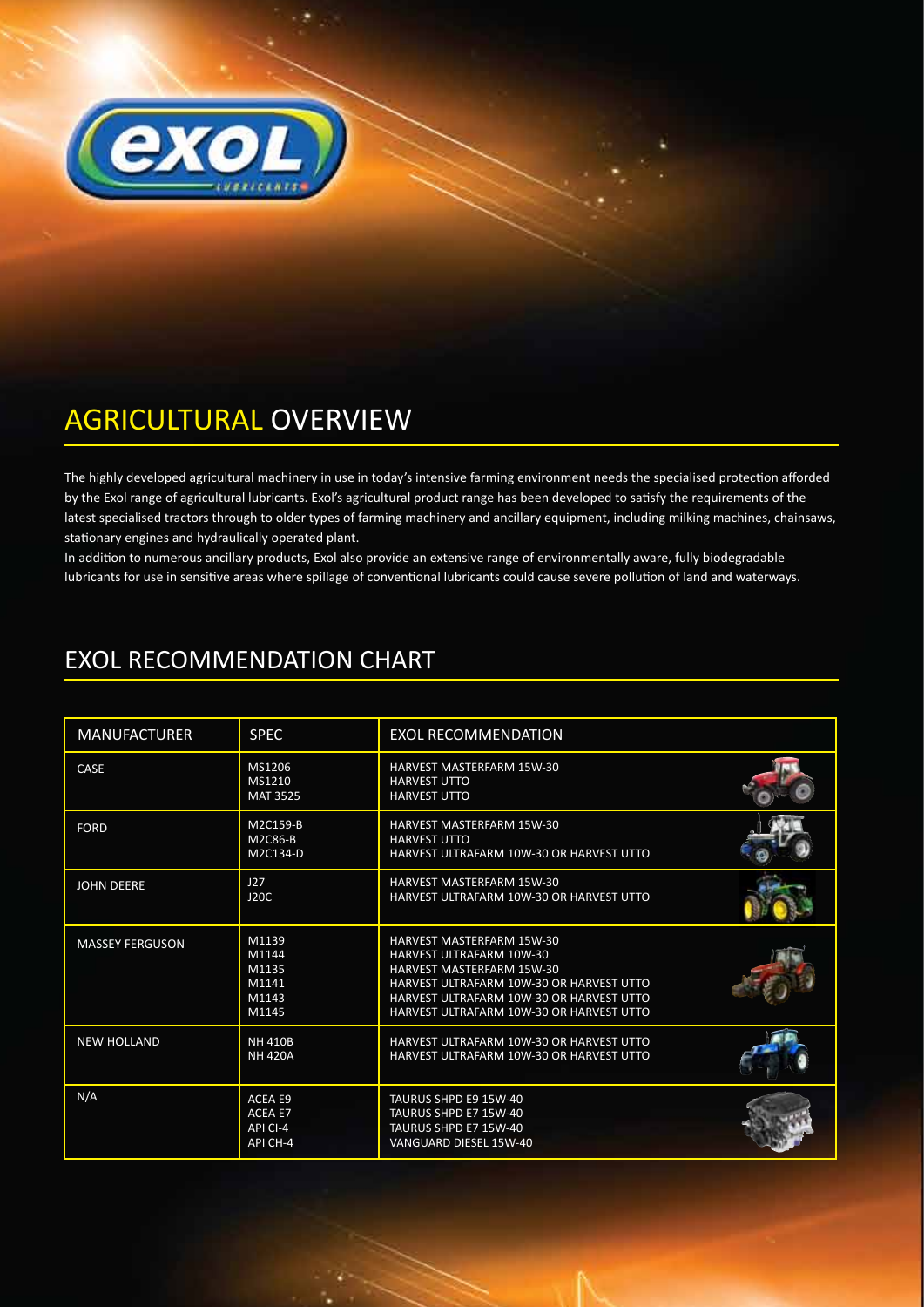# AGRICULTURAL OVERVIEW

The highly developed agricultural machinery in use in today's intensive farming environment needs the specialised protection afforded by the Exol range of agricultural lubricants. Exol's agricultural product range has been developed to satisfy the requirements of the latest specialised tractors through to older types of farming machinery and ancillary equipment, including milking machines, chainsaws, stationary engines and hydraulically operated plant.

In addition to numerous ancillary products, Exol also provide an extensive range of environmentally aware, fully biodegradable lubricants for use in sensitive areas where spillage of conventional lubricants could cause severe pollution of land and waterways.

## EXOL RECOMMENDATION CHART

| MANUFACTURER | SPEC | EXOL RECOMMENDATION |
|---|---|---|
| CASE | MS1206<br>MS1210<br>MAT 3525 | HARVEST MASTERFARM 15W-30<br>HARVEST UTTO<br>HARVEST UTTO |
| FORD | M2C159-B<br>M2C86-B<br>M2C134-D | HARVEST MASTERFARM 15W-30<br>HARVEST UTTO<br>HARVEST ULTRAFARM 10W-30 OR HARVEST UTTO |
| JOHN DEERE | J27<br>J20C | HARVEST MASTERFARM 15W-30<br>HARVEST ULTRAFARM 10W-30 OR HARVEST UTTO |
| MASSEY FERGUSON | M1139<br>M1144<br>M1135<br>M1141<br>M1143<br>M1145 | HARVEST MASTERFARM 15W-30<br>HARVEST ULTRAFARM 10W-30<br>HARVEST MASTERFARM 15W-30<br>HARVEST ULTRAFARM 10W-30 OR HARVEST UTTO<br>HARVEST ULTRAFARM 10W-30 OR HARVEST UTTO<br>HARVEST ULTRAFARM 10W-30 OR HARVEST UTTO |
| NEW HOLLAND | NH 410B<br>NH 420A | HARVEST ULTRAFARM 10W-30 OR HARVEST UTTO<br>HARVEST ULTRAFARM 10W-30 OR HARVEST UTTO |
| N/A | ACEA E9<br>ACEA E7<br>API CI-4<br>API CH-4 | TAURUS SHPD E9 15W-40<br>TAURUS SHPD E7 15W-40<br>TAURUS SHPD E7 15W-40<br>VANGUARD DIESEL 15W-40 |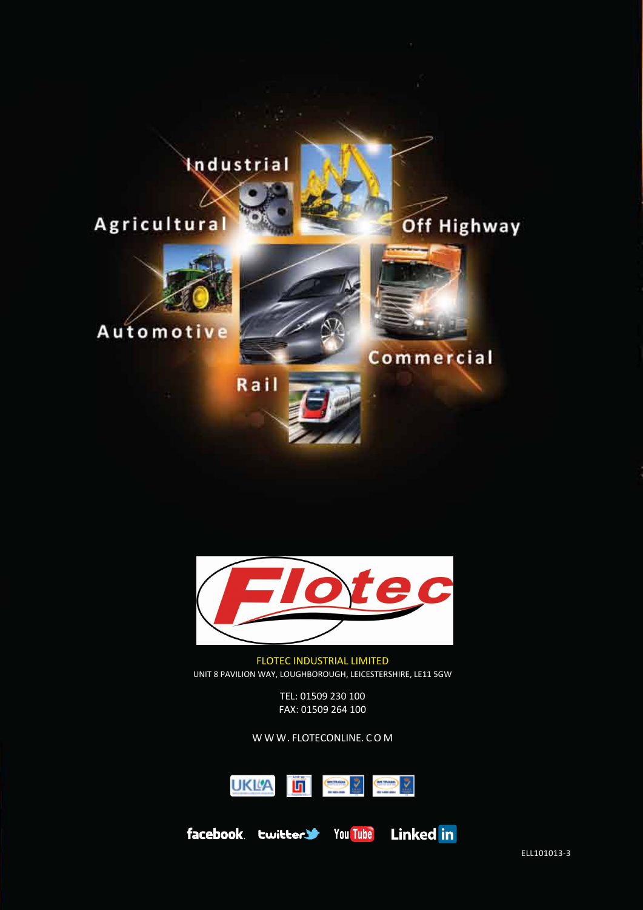Industrial

Agricultural

Off Highway

Automotive

Commercial

Rail

Flotec

FLOTEC INDUSTRIAL LIMITED
UNIT 8 PAVILION WAY, LOUGHBOROUGH, LEICESTERSHIRE, LE11 5GW

TEL: 01509 230 100
FAX: 01509 264 100

W W W. FLOTECONLINE. C O M

facebook. twitter You Tube Linked in

ELL101013-3